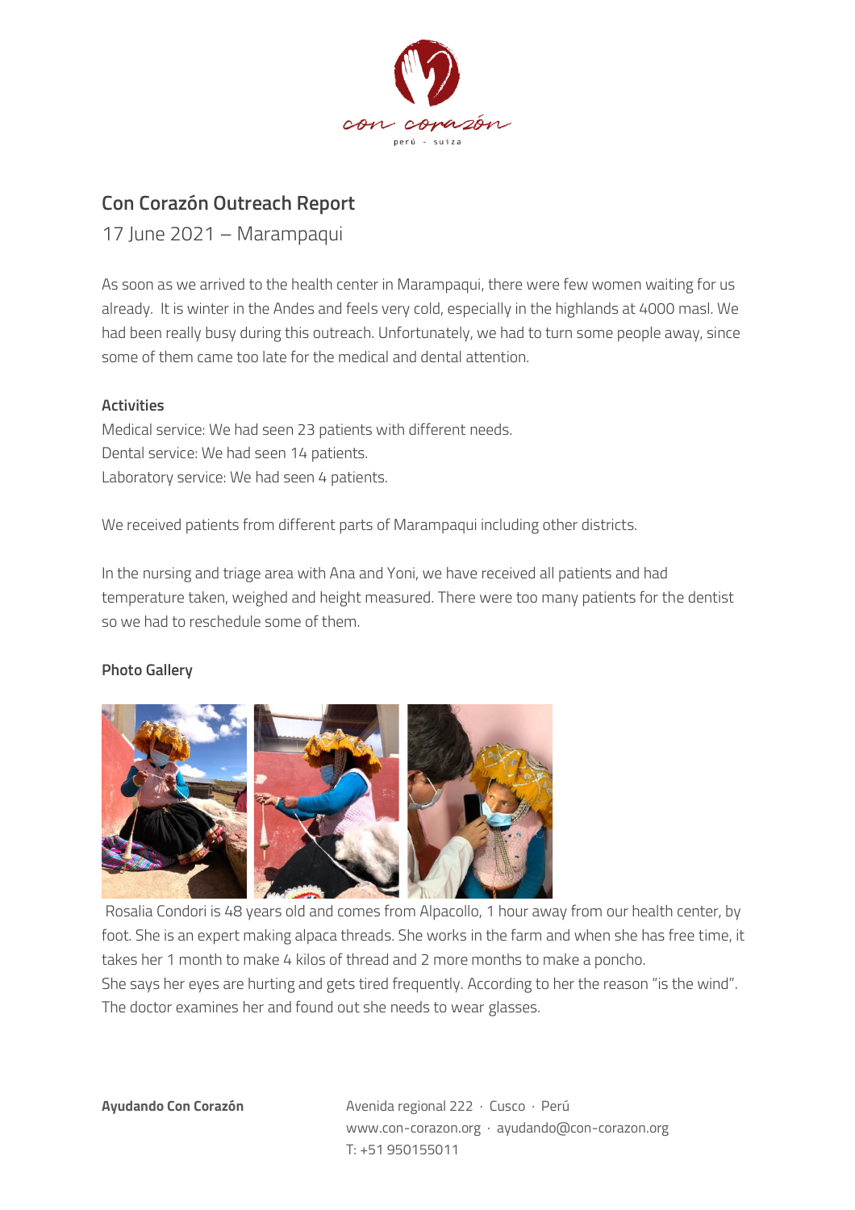# Con Corazón Outreach Report

17 June 2021 – Marampaqui

As soon as we arrived to the health center in Marampaqui, there were few women waiting for us already. It is winter in the Andes and feels very cold, especially in the highlands at 4000 masl. We had been really busy during this outreach. Unfortunately, we had to turn some people away, since some of them came too late for the medical and dental attention.

## Activities

Medical service: We had seen 23 patients with different needs.
Dental service: We had seen 14 patients.
Laboratory service: We had seen 4 patients.

We received patients from different parts of Marampaqui including other districts.

In the nursing and triage area with Ana and Yoni, we have received all patients and had temperature taken, weighed and height measured. There were too many patients for the dentist so we had to reschedule some of them.

## Photo Gallery

Rosalia Condori is 48 years old and comes from Alpacollo, 1 hour away from our health center, by foot. She is an expert making alpaca threads. She works in the farm and when she has free time, it takes her 1 month to make 4 kilos of thread and 2 more months to make a poncho.
She says her eyes are hurting and gets tired frequently. According to her the reason "is the wind". The doctor examines her and found out she needs to wear glasses.

**Ayudando Con Corazón**

Avenida regional 222 · Cusco · Perú
www.con-corazon.org · ayudando@con-corazon.org
T: +51 950155011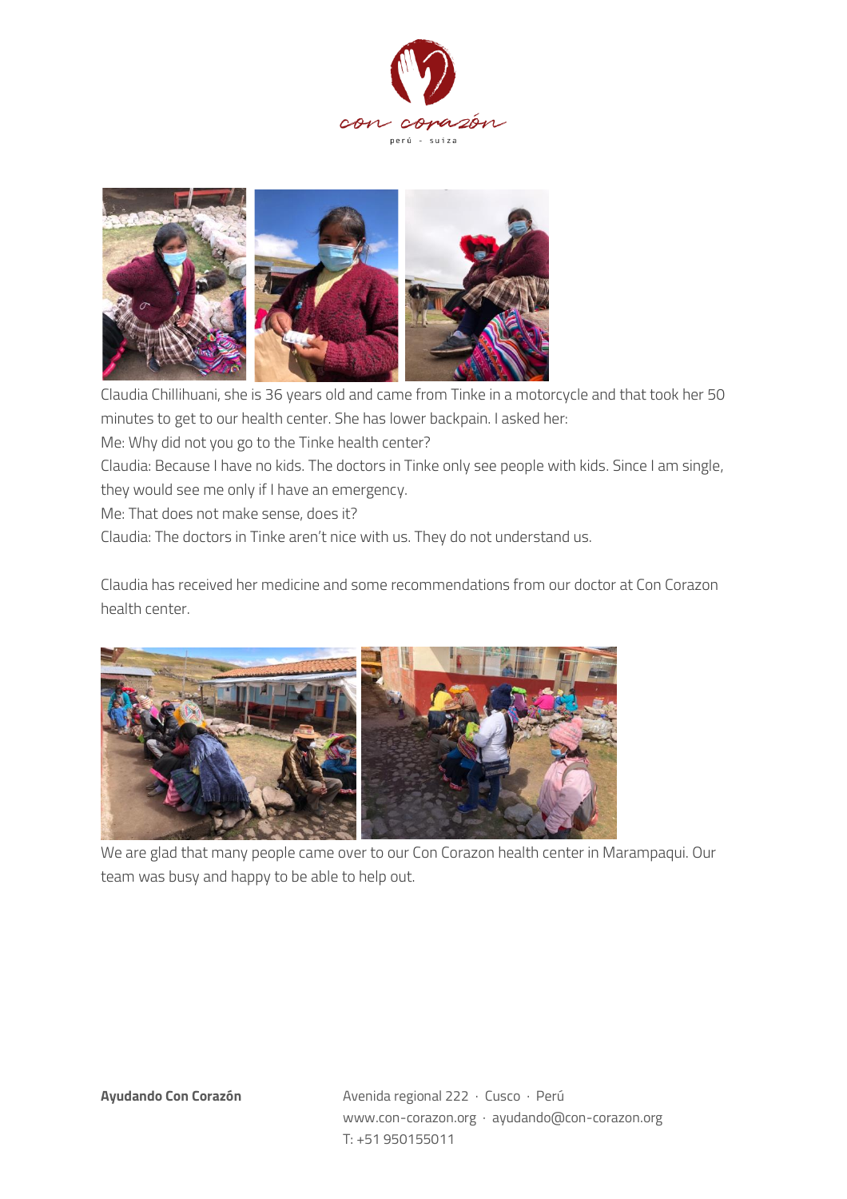Claudia Chillihuani, she is 36 years old and came from Tinke in a motorcycle and that took her 50 minutes to get to our health center. She has lower backpain. I asked her:

Me: Why did not you go to the Tinke health center?

Claudia: Because I have no kids. The doctors in Tinke only see people with kids. Since I am single, they would see me only if I have an emergency.

Me: That does not make sense, does it?

Claudia: The doctors in Tinke aren't nice with us. They do not understand us.

Claudia has received her medicine and some recommendations from our doctor at Con Corazon health center.

We are glad that many people came over to our Con Corazon health center in Marampaqui. Our team was busy and happy to be able to help out.

**Ayudando Con Corazón**

Avenida regional 222 · Cusco · Perú
www.con-corazon.org · ayudando@con-corazon.org
T: +51 950155011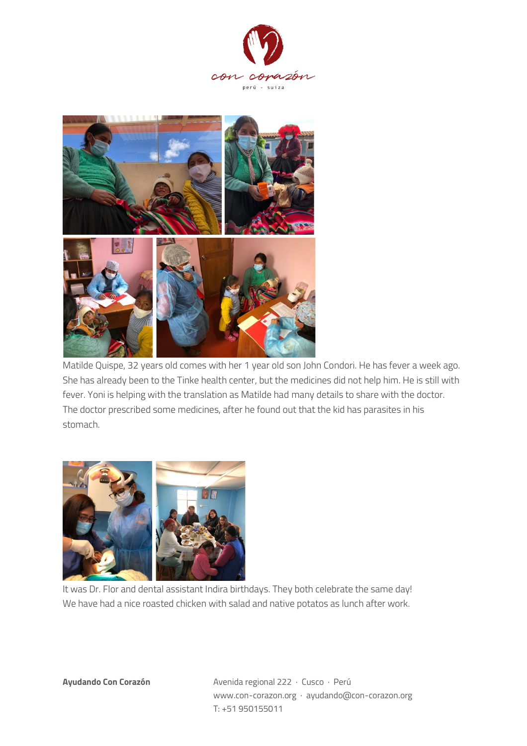Matilde Quispe, 32 years old comes with her 1 year old son John Condori. He has fever a week ago. She has already been to the Tinke health center, but the medicines did not help him. He is still with fever. Yoni is helping with the translation as Matilde had many details to share with the doctor. The doctor prescribed some medicines, after he found out that the kid has parasites in his stomach.

It was Dr. Flor and dental assistant Indira birthdays. They both celebrate the same day! We have had a nice roasted chicken with salad and native potatos as lunch after work.

**Ayudando Con Corazón**

Avenida regional 222 · Cusco · Perú
www.con-corazon.org · ayudando@con-corazon.org
T: +51 950155011